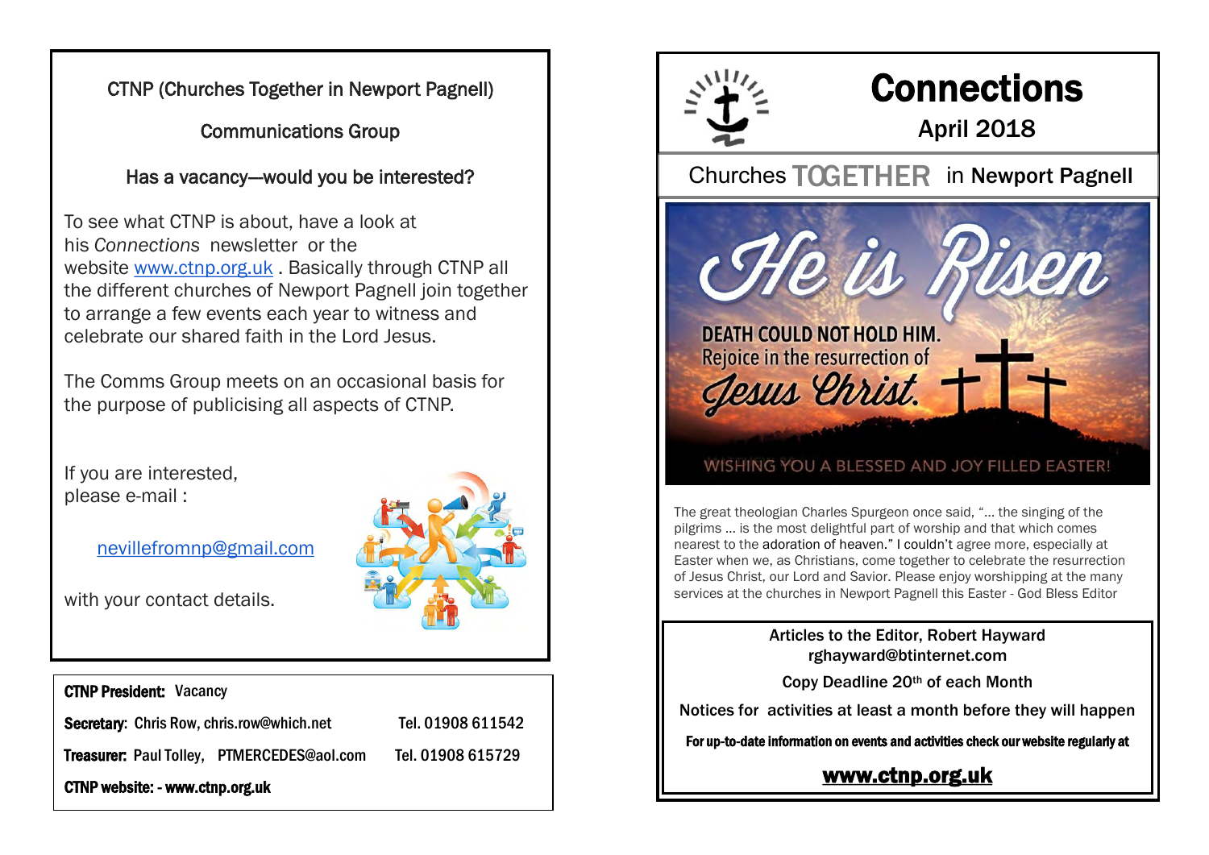CTNP (Churches Together in Newport Pagnell)

Communications Group

Has a vacancy—would you be interested?

To see what CTNP is about, have a look at his *Connections* newsletter or the website [www.ctnp.org.uk](http://www.ctnp.org.uk) . Basically through CTNP all the different churches of Newport Pagnell join together to arrange a few events each year to witness and celebrate our shared faith in the Lord Jesus.

The Comms Group meets on an occasional basis for the purpose of publicising all aspects of CTNP.

If you are interested, please e-mail :

[nevillefromnp@gmail.com](mailto:nevillefromnp@gmail.com)

with your contact details.

**CTNP President:** Vacancy

**Secretary:** Chris Row, chris.row@which.net Tel. 01908 611542

**Treasurer:** Paul Tolley, PTMERCEDES@aol.com Tel. 01908 615729

**CTNP website: - www.ctnp.org.uk**

# Connections

## April 2018

Churches **TOGETHER** in **Newport Pagnell**

He is Risen

DEATH COULD NOT HOLD HIM.
Rejoice in the resurrection of
Jesus Christ.

WISHING YOU A BLESSED AND JOY FILLED EASTER!

The great theologian Charles Spurgeon once said, "… the singing of the pilgrims … is the most delightful part of worship and that which comes nearest to the adoration of heaven." I couldn't agree more, especially at Easter when we, as Christians, come together to celebrate the resurrection of Jesus Christ, our Lord and Savior. Please enjoy worshipping at the many services at the churches in Newport Pagnell this Easter - God Bless Editor

Articles to the Editor, Robert Hayward
rghayward@btinternet.com

Copy Deadline 20th of each Month

Notices for activities at least a month before they will happen

**For up-to-date information on events and activities check our website regularly at**

**[www.ctnp.org.uk](http://www.ctnp.org.uk)**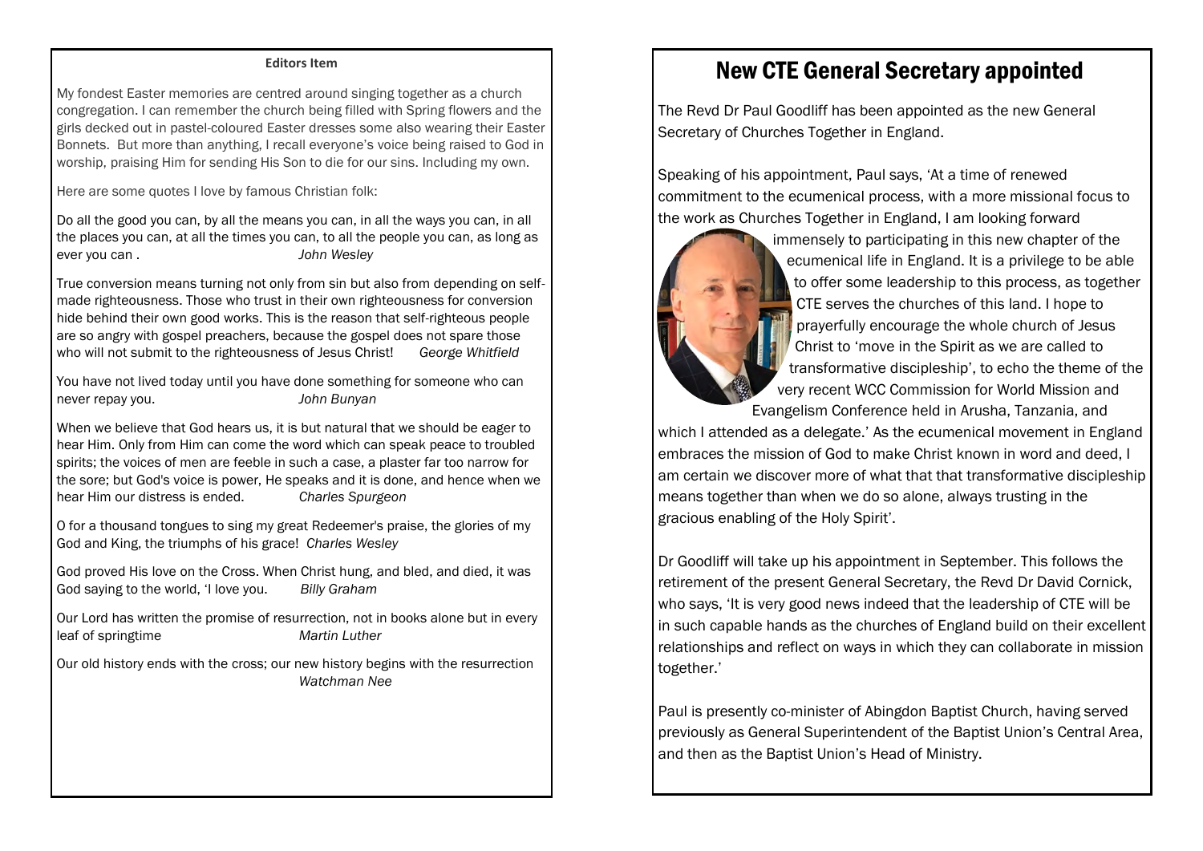**Editors Item**

My fondest Easter memories are centred around singing together as a church congregation. I can remember the church being filled with Spring flowers and the girls decked out in pastel-coloured Easter dresses some also wearing their Easter Bonnets. But more than anything, I recall everyone's voice being raised to God in worship, praising Him for sending His Son to die for our sins. Including my own.

Here are some quotes I love by famous Christian folk:

Do all the good you can, by all the means you can, in all the ways you can, in all the places you can, at all the times you can, to all the people you can, as long as ever you can . *John Wesley*

True conversion means turning not only from sin but also from depending on self-made righteousness. Those who trust in their own righteousness for conversion hide behind their own good works. This is the reason that self-righteous people are so angry with gospel preachers, because the gospel does not spare those who will not submit to the righteousness of Jesus Christ! *George Whitfield*

You have not lived today until you have done something for someone who can never repay you. *John Bunyan*

When we believe that God hears us, it is but natural that we should be eager to hear Him. Only from Him can come the word which can speak peace to troubled spirits; the voices of men are feeble in such a case, a plaster far too narrow for the sore; but God's voice is power, He speaks and it is done, and hence when we hear Him our distress is ended. *Charles Spurgeon*

O for a thousand tongues to sing my great Redeemer's praise, the glories of my God and King, the triumphs of his grace! *Charles Wesley*

God proved His love on the Cross. When Christ hung, and bled, and died, it was God saying to the world, 'I love you. *Billy Graham*

Our Lord has written the promise of resurrection, not in books alone but in every leaf of springtime *Martin Luther*

Our old history ends with the cross; our new history begins with the resurrection *Watchman Nee*

# New CTE General Secretary appointed

The Revd Dr Paul Goodliff has been appointed as the new General Secretary of Churches Together in England.

Speaking of his appointment, Paul says, 'At a time of renewed commitment to the ecumenical process, with a more missional focus to the work as Churches Together in England, I am looking forward immensely to participating in this new chapter of the ecumenical life in England. It is a privilege to be able to offer some leadership to this process, as together CTE serves the churches of this land. I hope to prayerfully encourage the whole church of Jesus Christ to 'move in the Spirit as we are called to transformative discipleship', to echo the theme of the very recent WCC Commission for World Mission and Evangelism Conference held in Arusha, Tanzania, and which I attended as a delegate.' As the ecumenical movement in England embraces the mission of God to make Christ known in word and deed, I am certain we discover more of what that that transformative discipleship means together than when we do so alone, always trusting in the gracious enabling of the Holy Spirit'.

Dr Goodliff will take up his appointment in September. This follows the retirement of the present General Secretary, the Revd Dr David Cornick, who says, 'It is very good news indeed that the leadership of CTE will be in such capable hands as the churches of England build on their excellent relationships and reflect on ways in which they can collaborate in mission together.'

Paul is presently co-minister of Abingdon Baptist Church, having served previously as General Superintendent of the Baptist Union's Central Area, and then as the Baptist Union's Head of Ministry.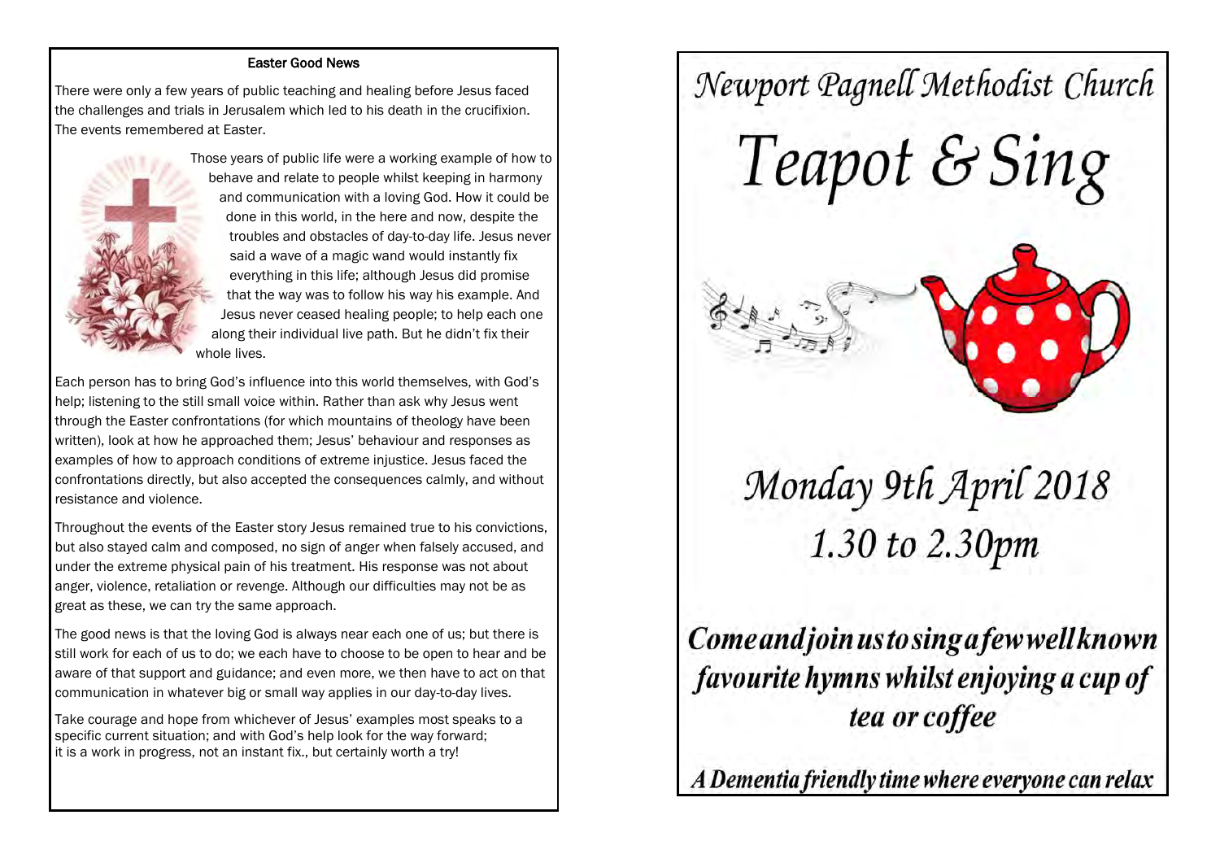## Easter Good News

There were only a few years of public teaching and healing before Jesus faced the challenges and trials in Jerusalem which led to his death in the crucifixion. The events remembered at Easter.

Those years of public life were a working example of how to behave and relate to people whilst keeping in harmony and communication with a loving God. How it could be done in this world, in the here and now, despite the troubles and obstacles of day-to-day life. Jesus never said a wave of a magic wand would instantly fix everything in this life; although Jesus did promise that the way was to follow his way his example. And Jesus never ceased healing people; to help each one along their individual live path. But he didn't fix their whole lives.

Each person has to bring God's influence into this world themselves, with God's help; listening to the still small voice within. Rather than ask why Jesus went through the Easter confrontations (for which mountains of theology have been written), look at how he approached them; Jesus' behaviour and responses as examples of how to approach conditions of extreme injustice. Jesus faced the confrontations directly, but also accepted the consequences calmly, and without resistance and violence.

Throughout the events of the Easter story Jesus remained true to his convictions, but also stayed calm and composed, no sign of anger when falsely accused, and under the extreme physical pain of his treatment. His response was not about anger, violence, retaliation or revenge. Although our difficulties may not be as great as these, we can try the same approach.

The good news is that the loving God is always near each one of us; but there is still work for each of us to do; we each have to choose to be open to hear and be aware of that support and guidance; and even more, we then have to act on that communication in whatever big or small way applies in our day-to-day lives.

Take courage and hope from whichever of Jesus' examples most speaks to a specific current situation; and with God's help look for the way forward; it is a work in progress, not an instant fix., but certainly worth a try!

# Newport Pagnell Methodist Church

# Teapot & Sing

## Monday 9th April 2018
## 1.30 to 2.30pm

***Come and join us to sing a few well known favourite hymns whilst enjoying a cup of tea or coffee***

***A Dementia friendly time where everyone can relax***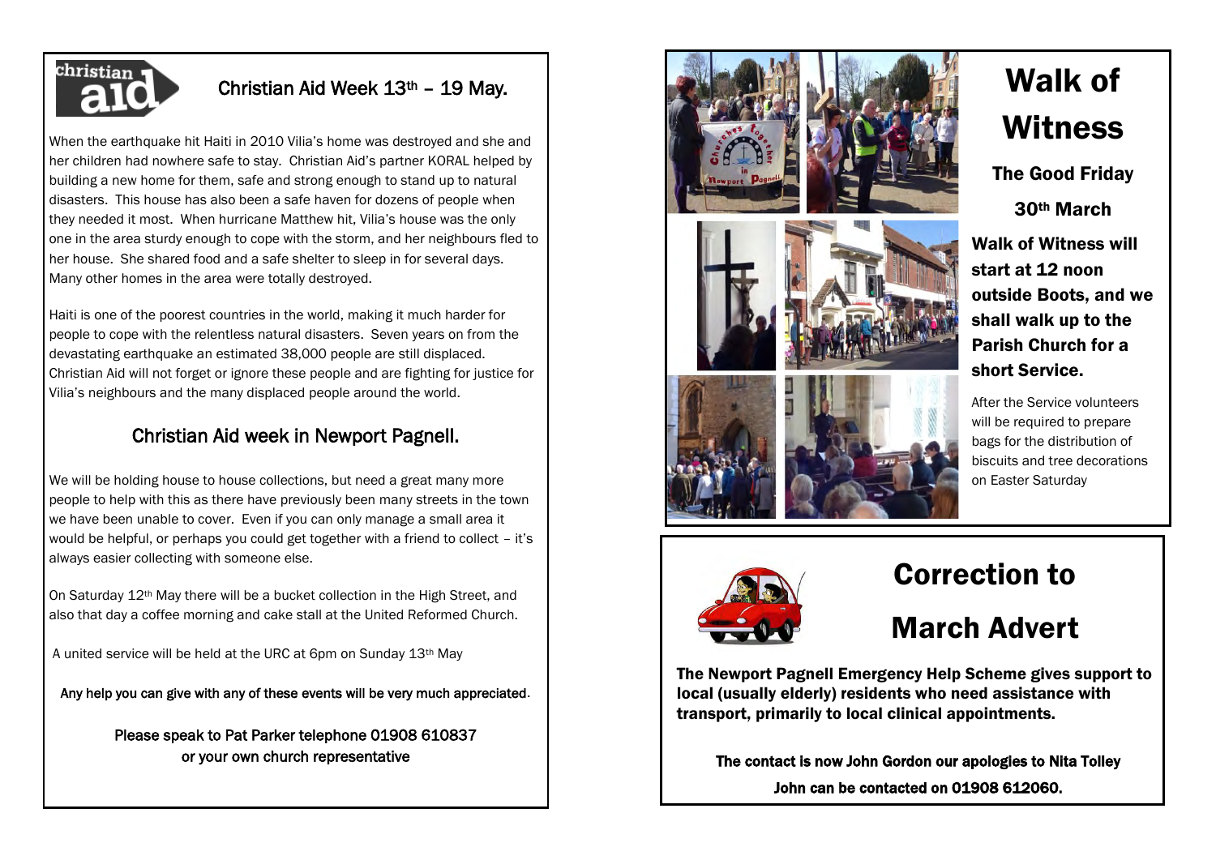## Christian Aid Week 13th – 19 May.

When the earthquake hit Haiti in 2010 Vilia's home was destroyed and she and her children had nowhere safe to stay. Christian Aid's partner KORAL helped by building a new home for them, safe and strong enough to stand up to natural disasters. This house has also been a safe haven for dozens of people when they needed it most. When hurricane Matthew hit, Vilia's house was the only one in the area sturdy enough to cope with the storm, and her neighbours fled to her house. She shared food and a safe shelter to sleep in for several days. Many other homes in the area were totally destroyed.

Haiti is one of the poorest countries in the world, making it much harder for people to cope with the relentless natural disasters. Seven years on from the devastating earthquake an estimated 38,000 people are still displaced. Christian Aid will not forget or ignore these people and are fighting for justice for Vilia's neighbours and the many displaced people around the world.

### Christian Aid week in Newport Pagnell.

We will be holding house to house collections, but need a great many more people to help with this as there have previously been many streets in the town we have been unable to cover. Even if you can only manage a small area it would be helpful, or perhaps you could get together with a friend to collect – it's always easier collecting with someone else.

On Saturday 12th May there will be a bucket collection in the High Street, and also that day a coffee morning and cake stall at the United Reformed Church.

A united service will be held at the URC at 6pm on Sunday 13th May

Any help you can give with any of these events will be very much appreciated.

Please speak to Pat Parker telephone 01908 610837
or your own church representative

# Walk of Witness

**The Good Friday**

**30th March**

**Walk of Witness will start at 12 noon outside Boots, and we shall walk up to the Parish Church for a short Service.**

After the Service volunteers will be required to prepare bags for the distribution of biscuits and tree decorations on Easter Saturday

# Correction to March Advert

**The Newport Pagnell Emergency Help Scheme gives support to local (usually elderly) residents who need assistance with transport, primarily to local clinical appointments.**

**The contact is now John Gordon our apologies to Nita Tolley**

**John can be contacted on 01908 612060.**